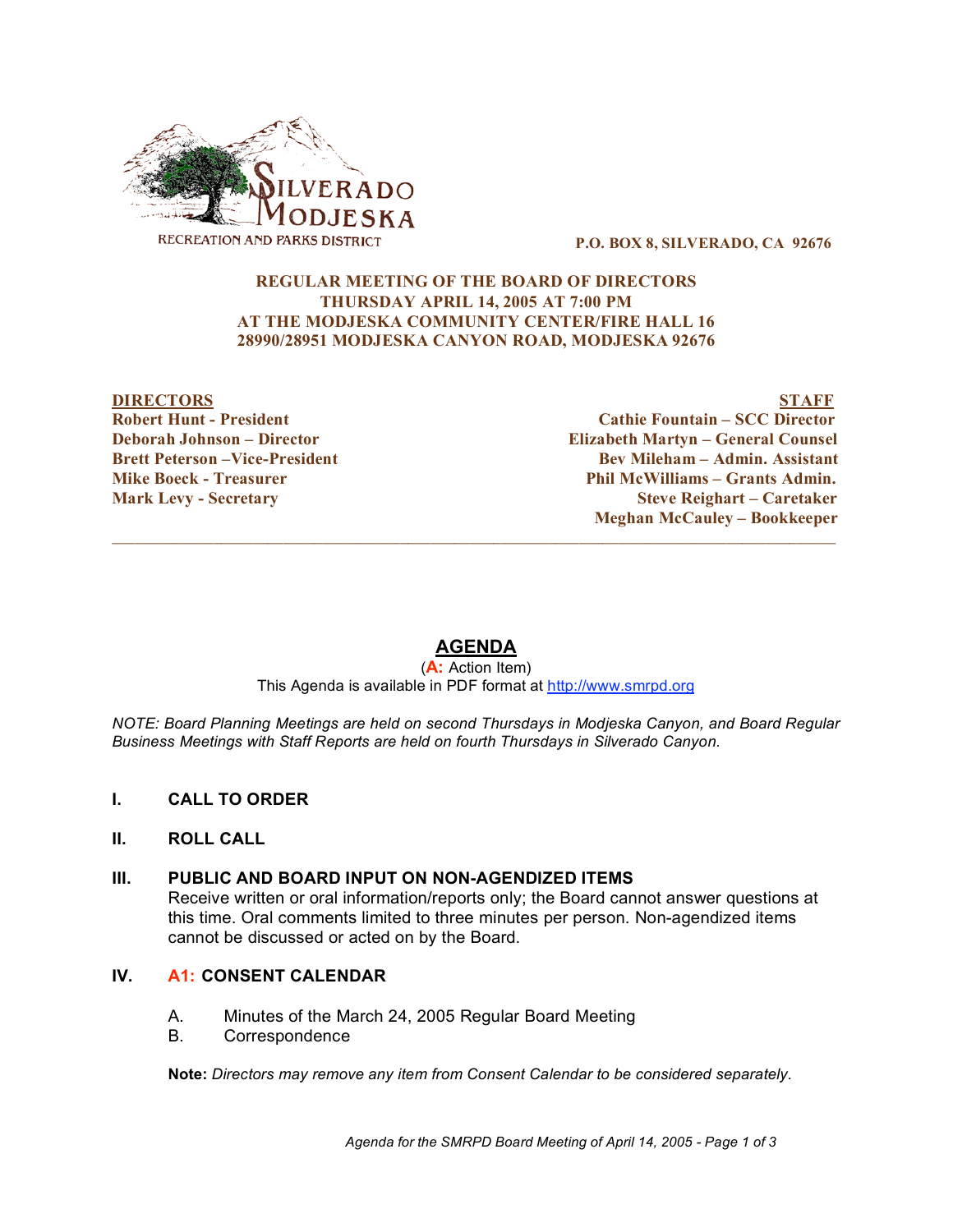SILVERADO MODJESKA RECREATION AND PARKS DISTRICT

**P.O. BOX 8, SILVERADO, CA 92676**

**REGULAR MEETING OF THE BOARD OF DIRECTORS**
**THURSDAY APRIL 14, 2005 AT 7:00 PM**
**AT THE MODJESKA COMMUNITY CENTER/FIRE HALL 16**
**28990/28951 MODJESKA CANYON ROAD, MODJESKA 92676**

| DIRECTORS | STAFF |
|---|---|
| Robert Hunt - President | Cathie Fountain – SCC Director |
| Deborah Johnson – Director | Elizabeth Martyn – General Counsel |
| Brett Peterson –Vice-President | Bev Mileham – Admin. Assistant |
| Mike Boeck - Treasurer | Phil McWilliams – Grants Admin. |
| Mark Levy - Secretary | Steve Reighart – Caretaker |
| | Meghan McCauley – Bookkeeper |

---

# AGENDA

(**A:** Action Item)

This Agenda is available in PDF format at http://www.smrpd.org

*NOTE: Board Planning Meetings are held on second Thursdays in Modjeska Canyon, and Board Regular Business Meetings with Staff Reports are held on fourth Thursdays in Silverado Canyon.*

## I. CALL TO ORDER

## II. ROLL CALL

## III. PUBLIC AND BOARD INPUT ON NON-AGENDIZED ITEMS

Receive written or oral information/reports only; the Board cannot answer questions at this time. Oral comments limited to three minutes per person. Non-agendized items cannot be discussed or acted on by the Board.

## IV. A1: CONSENT CALENDAR

A. Minutes of the March 24, 2005 Regular Board Meeting
B. Correspondence

**Note:** *Directors may remove any item from Consent Calendar to be considered separately.*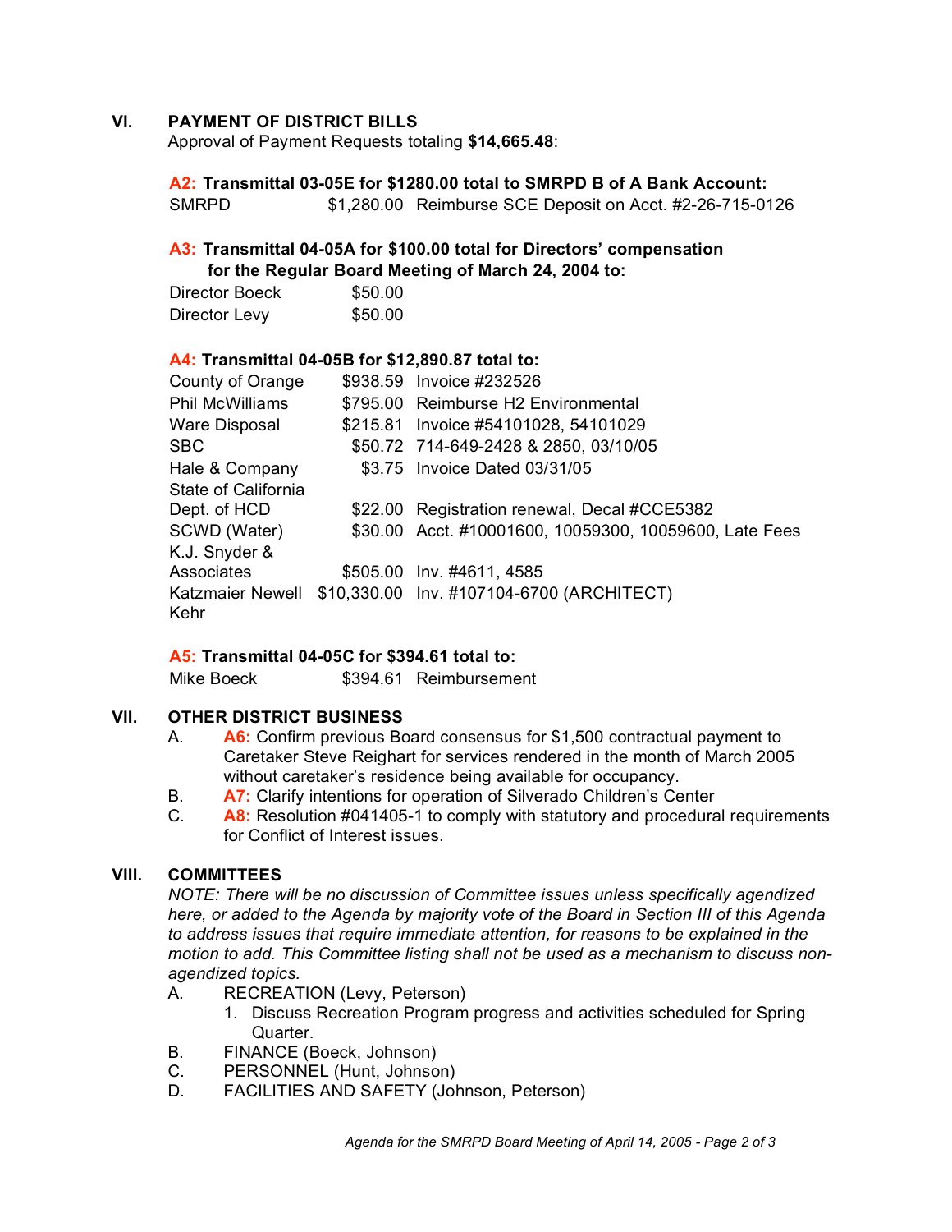## VI. PAYMENT OF DISTRICT BILLS

Approval of Payment Requests totaling **$14,665.48**:

**A2: Transmittal 03-05E for $1280.00 total to SMRPD B of A Bank Account:**

| | | |
|---|---|---|
| SMRPD | $1,280.00 | Reimburse SCE Deposit on Acct. #2-26-715-0126 |

**A3: Transmittal 04-05A for $100.00 total for Directors' compensation for the Regular Board Meeting of March 24, 2004 to:**

| | |
|---|---|
| Director Boeck | $50.00 |
| Director Levy | $50.00 |

**A4: Transmittal 04-05B for $12,890.87 total to:**

| | | |
|---|---|---|
| County of Orange | $938.59 | Invoice #232526 |
| Phil McWilliams | $795.00 | Reimburse H2 Environmental |
| Ware Disposal | $215.81 | Invoice #54101028, 54101029 |
| SBC | $50.72 | 714-649-2428 & 2850, 03/10/05 |
| Hale & Company | $3.75 | Invoice Dated 03/31/05 |
| State of California Dept. of HCD | $22.00 | Registration renewal, Decal #CCE5382 |
| SCWD (Water) | $30.00 | Acct. #10001600, 10059300, 10059600, Late Fees |
| K.J. Snyder & Associates | $505.00 | Inv. #4611, 4585 |
| Katzmaier Newell Kehr | $10,330.00 | Inv. #107104-6700 (ARCHITECT) |

**A5: Transmittal 04-05C for $394.61 total to:**

| | | |
|---|---|---|
| Mike Boeck | $394.61 | Reimbursement |

## VII. OTHER DISTRICT BUSINESS

A. **A6:** Confirm previous Board consensus for $1,500 contractual payment to Caretaker Steve Reighart for services rendered in the month of March 2005 without caretaker's residence being available for occupancy.

B. **A7:** Clarify intentions for operation of Silverado Children's Center

C. **A8:** Resolution #041405-1 to comply with statutory and procedural requirements for Conflict of Interest issues.

## VIII. COMMITTEES

*NOTE: There will be no discussion of Committee issues unless specifically agendized here, or added to the Agenda by majority vote of the Board in Section III of this Agenda to address issues that require immediate attention, for reasons to be explained in the motion to add. This Committee listing shall not be used as a mechanism to discuss non-agendized topics.*

A. RECREATION (Levy, Peterson)
   1. Discuss Recreation Program progress and activities scheduled for Spring Quarter.

B. FINANCE (Boeck, Johnson)

C. PERSONNEL (Hunt, Johnson)

D. FACILITIES AND SAFETY (Johnson, Peterson)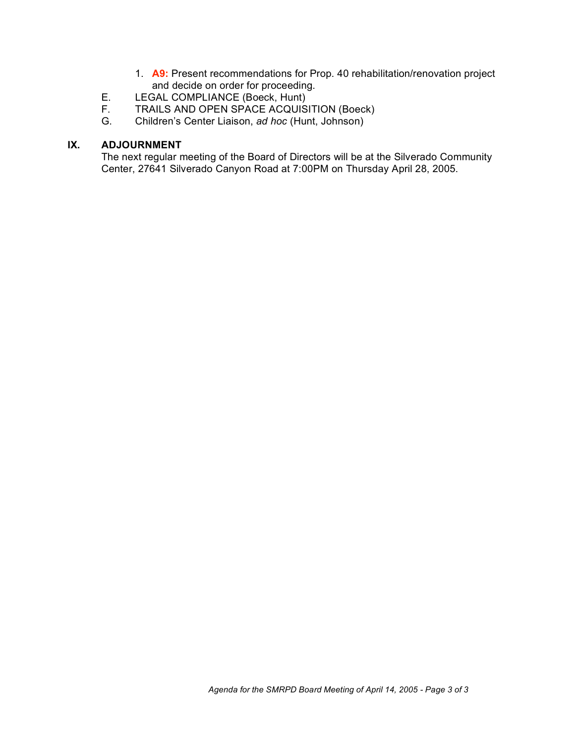1. **A9:** Present recommendations for Prop. 40 rehabilitation/renovation project and decide on order for proceeding.

E. LEGAL COMPLIANCE (Boeck, Hunt)

F. TRAILS AND OPEN SPACE ACQUISITION (Boeck)

G. Children's Center Liaison, *ad hoc* (Hunt, Johnson)

## IX. ADJOURNMENT

The next regular meeting of the Board of Directors will be at the Silverado Community Center, 27641 Silverado Canyon Road at 7:00PM on Thursday April 28, 2005.